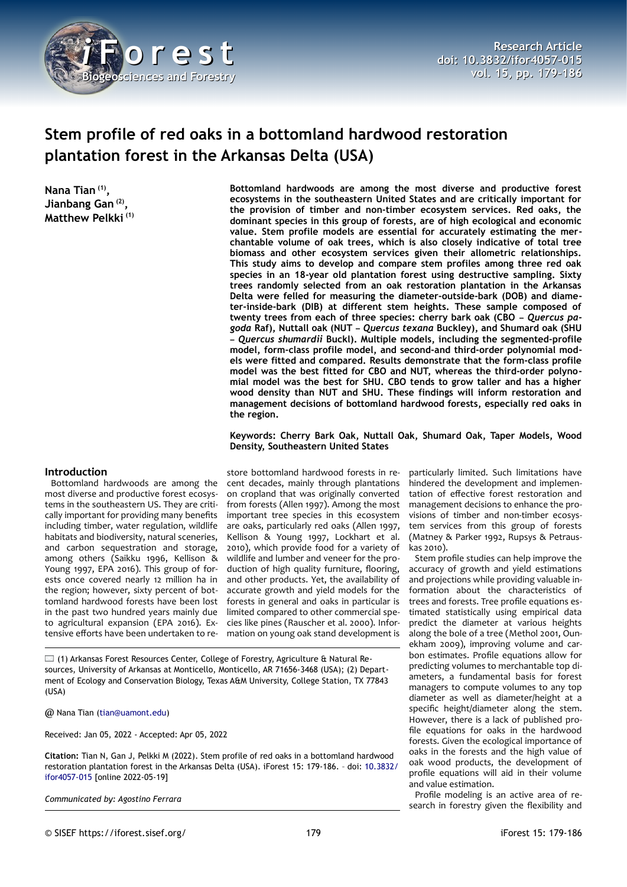# Stem profile of red oaks in a bottomland hardwood restoration plantation forest in the Arkansas Delta (USA)

**Nana Tian [(1)], Jianbang Gan [(2)], Matthew Pelkki [(1)]**

**Bottomland hardwoods are among the most diverse and productive forest ecosystems in the southeastern United States and are critically important for the provision of timber and non-timber ecosystem services. Red oaks, the dominant species in this group of forests, are of high ecological and economic value. Stem profile models are essential for accurately estimating the merchantable volume of oak trees, which is also closely indicative of total tree biomass and other ecosystem services given their allometric relationships. This study aims to develop and compare stem profiles among three red oak species in an 18-year old plantation forest using destructive sampling. Sixty trees randomly selected from an oak restoration plantation in the Arkansas Delta were felled for measuring the diameter-outside-bark (DOB) and diameter-inside-bark (DIB) at different stem heights. These sample composed of twenty trees from each of three species: cherry bark oak (CBO –** ***Quercus pagoda*** **Raf), Nuttall oak (NUT –** ***Quercus texana*** **Buckley), and Shumard oak (SHU –** ***Quercus shumardii*** **Buckl). Multiple models, including the segmented-profile model, form-class profile model, and second-and third-order polynomial models were fitted and compared. Results demonstrate that the form-class profile model was the best fitted for CBO and NUT, whereas the third-order polynomial model was the best for SHU. CBO tends to grow taller and has a higher wood density than NUT and SHU. These findings will inform restoration and management decisions of bottomland hardwood forests, especially red oaks in the region.**

**Keywords: Cherry Bark Oak, Nuttall Oak, Shumard Oak, Taper Models, Wood Density, Southeastern United States**

## Introduction

Bottomland hardwoods are among the most diverse and productive forest ecosystems in the southeastern US. They are critically important for providing many benefits including timber, water regulation, wildlife habitats and biodiversity, natural sceneries, and carbon sequestration and storage, among others (Saikku 1996, Kellison & Young 1997, EPA 2016). This group of forests once covered nearly 12 million ha in the region; however, sixty percent of bottomland hardwood forests have been lost in the past two hundred years mainly due to agricultural expansion (EPA 2016). Extensive efforts have been undertaken to restore bottomland hardwood forests in recent decades, mainly through plantations on cropland that was originally converted from forests (Allen 1997). Among the most important tree species in this ecosystem are oaks, particularly red oaks (Allen 1997, Kellison & Young 1997, Lockhart et al. 2010), which provide food for a variety of wildlife and lumber and veneer for the production of high quality furniture, flooring, and other products. Yet, the availability of accurate growth and yield models for the forests in general and oaks in particular is limited compared to other commercial species like pines (Rauscher et al. 2000). Information on young oak stand development is particularly limited. Such limitations have hindered the development and implementation of effective forest restoration and management decisions to enhance the provisions of timber and non-timber ecosystem services from this group of forests (Matney & Parker 1992, Rupsys & Petrauskas 2010).

Stem profile studies can help improve the accuracy of growth and yield estimations and projections while providing valuable information about the characteristics of trees and forests. Tree profile equations estimated statistically using empirical data predict the diameter at various heights along the bole of a tree (Methol 2001, Ounekham 2009), improving volume and carbon estimates. Profile equations allow for predicting volumes to merchantable top diameters, a fundamental basis for forest managers to compute volumes to any top diameter as well as diameter/height at a specific height/diameter along the stem. However, there is a lack of published profile equations for oaks in the hardwood forests. Given the ecological importance of oaks in the forests and the high value of oak wood products, the development of profile equations will aid in their volume and value estimation.

Profile modeling is an active area of research in forestry given the flexibility and

---

(1) Arkansas Forest Resources Center, College of Forestry, Agriculture & Natural Resources, University of Arkansas at Monticello, Monticello, AR 71656-3468 (USA); (2) Department of Ecology and Conservation Biology, Texas A&M University, College Station, TX 77843 (USA)

@ Nana Tian (tian@uamont.edu)

Received: Jan 05, 2022 - Accepted: Apr 05, 2022

**Citation:** Tian N, Gan J, Pelkki M (2022). Stem profile of red oaks in a bottomland hardwood restoration plantation forest in the Arkansas Delta (USA). iForest 15: 179-186. – doi: 10.3832/ifor4057-015 [online 2022-05-19]

*Communicated by: Agostino Ferrara*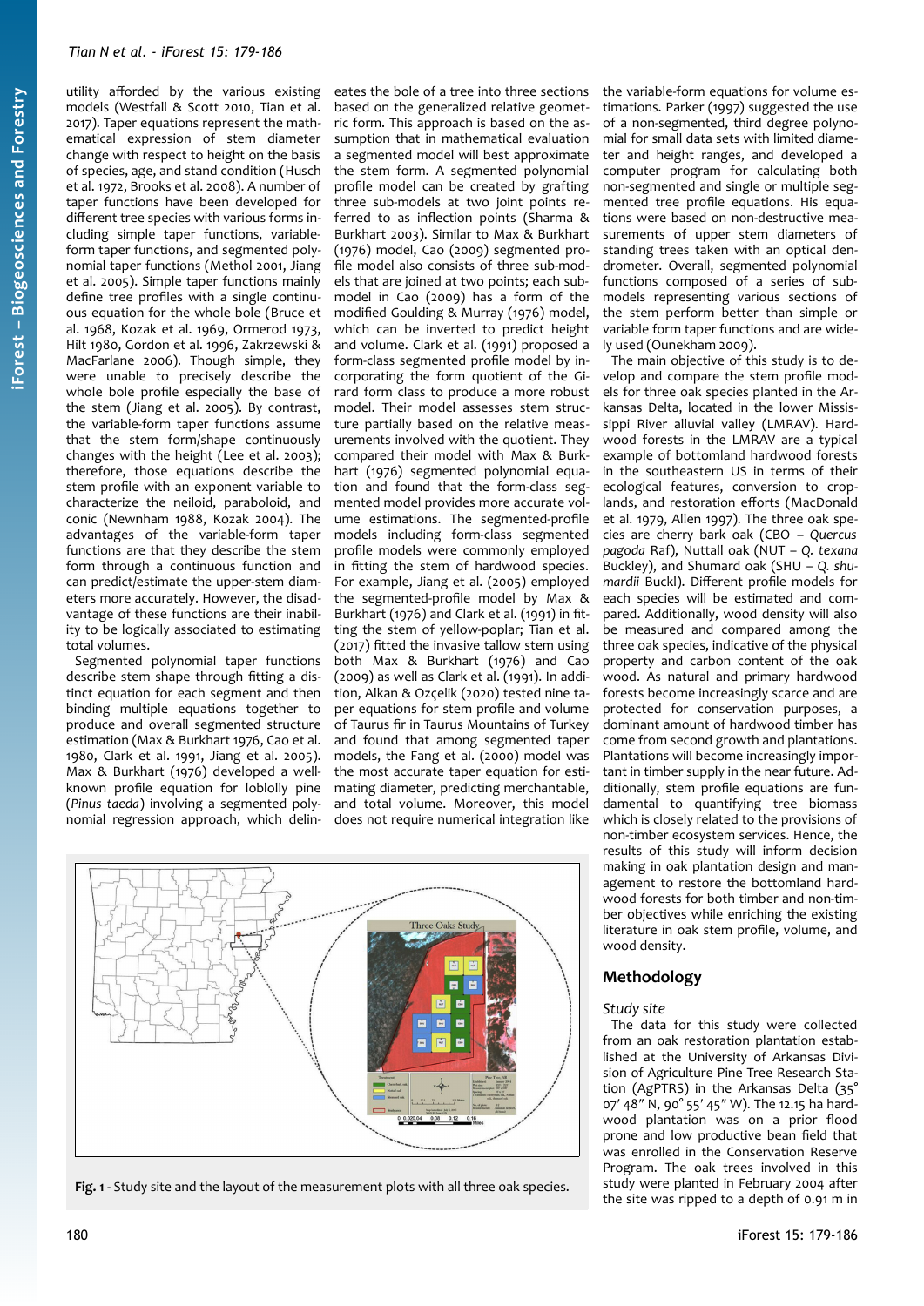utility afforded by the various existing models (Westfall & Scott 2010, Tian et al. 2017). Taper equations represent the mathematical expression of stem diameter change with respect to height on the basis of species, age, and stand condition (Husch et al. 1972, Brooks et al. 2008). A number of taper functions have been developed for different tree species with various forms including simple taper functions, variable-form taper functions, and segmented polynomial taper functions (Methol 2001, Jiang et al. 2005). Simple taper functions mainly define tree profiles with a single continuous equation for the whole bole (Bruce et al. 1968, Kozak et al. 1969, Ormerod 1973, Hilt 1980, Gordon et al. 1996, Zakrzewski & MacFarlane 2006). Though simple, they were unable to precisely describe the whole bole profile especially the base of the stem (Jiang et al. 2005). By contrast, the variable-form taper functions assume that the stem form/shape continuously changes with the height (Lee et al. 2003); therefore, those equations describe the stem profile with an exponent variable to characterize the neiloid, paraboloid, and conic (Newnham 1988, Kozak 2004). The advantages of the variable-form taper functions are that they describe the stem form through a continuous function and can predict/estimate the upper-stem diameters more accurately. However, the disadvantage of these functions are their inability to be logically associated to estimating total volumes.

Segmented polynomial taper functions describe stem shape through fitting a distinct equation for each segment and then binding multiple equations together to produce and overall segmented structure estimation (Max & Burkhart 1976, Cao et al. 1980, Clark et al. 1991, Jiang et al. 2005). Max & Burkhart (1976) developed a well-known profile equation for loblolly pine (*Pinus taeda*) involving a segmented polynomial regression approach, which delineates the bole of a tree into three sections based on the generalized relative geometric form. This approach is based on the assumption that in mathematical evaluation a segmented model will best approximate the stem form. A segmented polynomial profile model can be created by grafting three sub-models at two joint points referred to as inflection points (Sharma & Burkhart 2003). Similar to Max & Burkhart (1976) model, Cao (2009) segmented profile model also consists of three sub-models that are joined at two points; each submodel in Cao (2009) has a form of the modified Goulding & Murray (1976) model, which can be inverted to predict height and volume. Clark et al. (1991) proposed a form-class segmented profile model by incorporating the form quotient of the Girard form class to produce a more robust model. Their model assesses stem structure partially based on the relative measurements involved with the quotient. They compared their model with Max & Burkhart (1976) segmented polynomial equation and found that the form-class segmented model provides more accurate volume estimations. The segmented-profile models including form-class segmented profile models were commonly employed in fitting the stem of hardwood species. For example, Jiang et al. (2005) employed the segmented-profile model by Max & Burkhart (1976) and Clark et al. (1991) in fitting the stem of yellow-poplar; Tian et al. (2017) fitted the invasive tallow stem using both Max & Burkhart (1976) and Cao (2009) as well as Clark et al. (1991). In addition, Alkan & Ozçelik (2020) tested nine taper equations for stem profile and volume of Taurus fir in Taurus Mountains of Turkey and found that among segmented taper models, the Fang et al. (2000) model was the most accurate taper equation for estimating diameter, predicting merchantable, and total volume. Moreover, this model does not require numerical integration like the variable-form equations for volume estimations. Parker (1997) suggested the use of a non-segmented, third degree polynomial for small data sets with limited diameter and height ranges, and developed a computer program for calculating both non-segmented and single or multiple segmented tree profile equations. His equations were based on non-destructive measurements of upper stem diameters of standing trees taken with an optical dendrometer. Overall, segmented polynomial functions composed of a series of submodels representing various sections of the stem perform better than simple or variable form taper functions and are widely used (Ounekham 2009).

The main objective of this study is to develop and compare the stem profile models for three oak species planted in the Arkansas Delta, located in the lower Mississippi River alluvial valley (LMRAV). Hardwood forests in the LMRAV are a typical example of bottomland hardwood forests in the southeastern US in terms of their ecological features, conversion to croplands, and restoration efforts (MacDonald et al. 1979, Allen 1997). The three oak species are cherry bark oak (CBO – *Quercus pagoda* Raf), Nuttall oak (NUT – *Q. texana* Buckley), and Shumard oak (SHU – *Q. shumardii* Buckl). Different profile models for each species will be estimated and compared. Additionally, wood density will also be measured and compared among the three oak species, indicative of the physical property and carbon content of the oak wood. As natural and primary hardwood forests become increasingly scarce and are protected for conservation purposes, a dominant amount of hardwood timber has come from second growth and plantations. Plantations will become increasingly important in timber supply in the near future. Additionally, stem profile equations are fundamental to quantifying tree biomass which is closely related to the provisions of non-timber ecosystem services. Hence, the results of this study will inform decision making in oak plantation design and management to restore the bottomland hardwood forests for both timber and non-timber objectives while enriching the existing literature in oak stem profile, volume, and wood density.

**Fig. 1** - Study site and the layout of the measurement plots with all three oak species.

## Methodology

### Study site

The data for this study were collected from an oak restoration plantation established at the University of Arkansas Division of Agriculture Pine Tree Research Station (AgPTRS) in the Arkansas Delta (35° 07′ 48″ N, 90° 55′ 45″ W). The 12.15 ha hardwood plantation was on a prior flood prone and low productive bean field that was enrolled in the Conservation Reserve Program. The oak trees involved in this study were planted in February 2004 after the site was ripped to a depth of 0.91 m in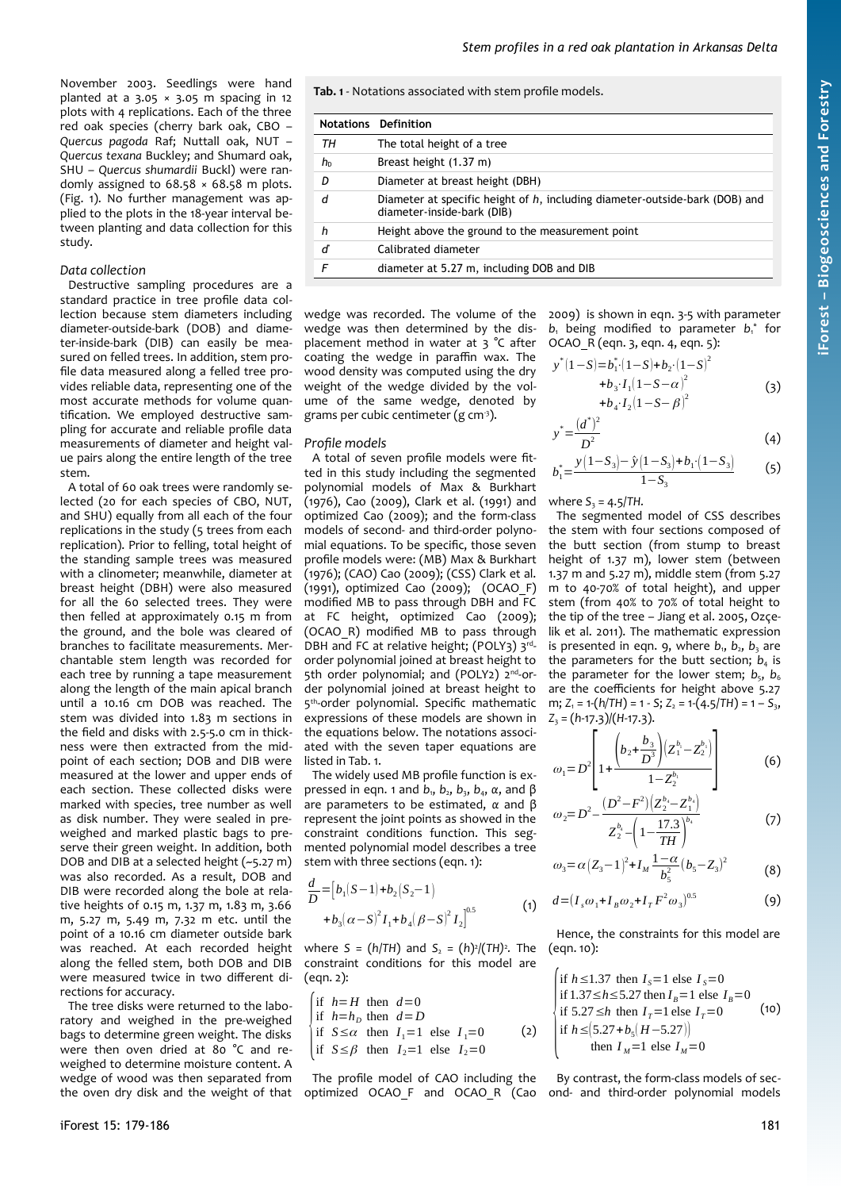November 2003. Seedlings were hand planted at a 3.05 × 3.05 m spacing in 12 plots with 4 replications. Each of the three red oak species (cherry bark oak, CBO – *Quercus pagoda* Raf; Nuttall oak, NUT – *Quercus texana* Buckley; and Shumard oak, SHU – *Quercus shumardii* Buckl) were randomly assigned to 68.58 × 68.58 m plots. (Fig. 1). No further management was applied to the plots in the 18-year interval between planting and data collection for this study.

### Data collection

Destructive sampling procedures are a standard practice in tree profile data collection because stem diameters including diameter-outside-bark (DOB) and diameter-inside-bark (DIB) can easily be measured on felled trees. In addition, stem profile data measured along a felled tree provides reliable data, representing one of the most accurate methods for volume quantification. We employed destructive sampling for accurate and reliable profile data measurements of diameter and height value pairs along the entire length of the tree stem.

A total of 60 oak trees were randomly selected (20 for each species of CBO, NUT, and SHU) equally from all each of the four replications in the study (5 trees from each replication). Prior to felling, total height of the standing sample trees was measured with a clinometer; meanwhile, diameter at breast height (DBH) were also measured for all the 60 selected trees. They were then felled at approximately 0.15 m from the ground, and the bole was cleared of branches to facilitate measurements. Merchantable stem length was recorded for each tree by running a tape measurement along the length of the main apical branch until a 10.16 cm DOB was reached. The stem was divided into 1.83 m sections in the field and disks with 2.5-5.0 cm in thickness were then extracted from the midpoint of each section; DOB and DIB were measured at the lower and upper ends of each section. These collected disks were marked with species, tree number as well as disk number. They were sealed in preweighed and marked plastic bags to preserve their green weight. In addition, both DOB and DIB at a selected height (~5.27 m) was also recorded. As a result, DOB and DIB were recorded along the bole at relative heights of 0.15 m, 1.37 m, 1.83 m, 3.66 m, 5.27 m, 5.49 m, 7.32 m etc. until the point of a 10.16 cm diameter outside bark was reached. At each recorded height along the felled stem, both DOB and DIB were measured twice in two different directions for accuracy.

The tree disks were returned to the laboratory and weighed in the pre-weighed bags to determine green weight. The disks were then oven dried at 80 °C and reweighed to determine moisture content. A wedge of wood was then separated from the oven dry disk and the weight of that wedge was recorded. The volume of the wedge was then determined by the displacement method in water at 3 °C after coating the wedge in paraffin wax. The wood density was computed using the dry weight of the wedge divided by the volume of the same wedge, denoted by grams per cubic centimeter (g $cm^{-3}$).

**Tab. 1** - Notations associated with stem profile models.

| Notations | Definition |
|---|---|
| $TH$ | The total height of a tree |
| $h_0$ | Breast height (1.37 m) |
| $D$ | Diameter at breast height (DBH) |
| $d$ | Diameter at specific height of $h$, including diameter-outside-bark (DOB) and diameter-inside-bark (DIB) |
| $h$ | Height above the ground to the measurement point |
| $d^*$ | Calibrated diameter |
| $F$ | diameter at 5.27 m, including DOB and DIB |

### Profile models

A total of seven profile models were fitted in this study including the segmented polynomial models of Max & Burkhart (1976), Cao (2009), Clark et al. (1991) and optimized Cao (2009); and the form-class models of second- and third-order polynomial equations. To be specific, those seven profile models were: (MB) Max & Burkhart (1976); (CAO) Cao (2009); (CSS) Clark et al. (1991), optimized Cao (2009); (OCAO_F) modified MB to pass through DBH and FC at FC height, optimized Cao (2009); (OCAO_R) modified MB to pass through DBH and FC at relative height; (POLY3) 3rd-order polynomial joined at breast height to 5th order polynomial; and (POLY2) 2nd-order polynomial joined at breast height to 5th-order polynomial. Specific mathematic expressions of these models are shown in the equations below. The notations associated with the seven taper equations are listed in Tab. 1.

The widely used MB profile function is expressed in eqn. 1 and $b_1$, $b_2$, $b_3$, $b_4$, $\alpha$, and $\beta$ are parameters to be estimated, $\alpha$ and $\beta$ represent the joint points as showed in the constraint conditions function. This segmented polynomial model describes a tree stem with three sections (eqn. 1):

$$\frac{d}{D}=\left[b_1(S-1)+b_2(S_2-1)+b_3(\alpha-S)^2 I_1+b_4(\beta-S)^2 I_2\right]^{0.5} \quad (1)$$

where $S = (h/TH)$ and $S_2 = (h)^2/(TH)^2$. The constraint conditions for this model are (eqn. 2):

$$\begin{cases}\text{if } h=H \text{ then } d=0\\ \text{if } h=h_D \text{ then } d=D\\ \text{if } S\le\alpha \text{ then } I_1=1 \text{ else } I_1=0\\ \text{if } S\le\beta \text{ then } I_2=1 \text{ else } I_2=0\end{cases} \quad (2)$$

The profile model of CAO including the optimized OCAO_F and OCAO_R (Cao 2009) is shown in eqn. 3-5 with parameter $b_1$ being modified to parameter $b_1^*$ for OCAO_R (eqn. 3, eqn. 4, eqn. 5):

$$y^*(1-S)=b_1^*\cdot(1-S)+b_2\cdot(1-S)^2+b_3\cdot I_1(1-S-\alpha)^2+b_4\cdot I_2(1-S-\beta)^2 \quad (3)$$

$$y^*=\frac{(d^*)^2}{D^2} \quad (4)$$

$$b_1^*=\frac{y(1-S_3)-\hat{y}(1-S_3)+b_1\cdot(1-S_3)}{1-S_3} \quad (5)$$

where $S_3 = 4.5/TH$.

The segmented model of CSS describes the stem with four sections composed of the butt section (from stump to breast height of 1.37 m), lower stem (between 1.37 m and 5.27 m), middle stem (from 5.27 m to 40-70% of total height), and upper stem (from 40% to 70% of total height) to the tip of the tree – Jiang et al. 2005, Ozçelik et al. 2011). The mathematic expression is presented in eqn. 9, where $b_1$, $b_2$, $b_3$ are the parameters for the butt section; $b_4$ is the parameter for the lower stem; $b_5$, $b_6$ are the coefficients for height above 5.27 m; $Z_1 = 1-(h/TH) = 1 - S$; $Z_2 = 1-(4.5/TH) = 1 - S_3$, $Z_3 = (h-17.3)/(H-17.3)$.

$$\omega_1=D^2\left[1+\frac{\left(b_2+\frac{b_3}{D^3}\right)\left(Z_1^{b_1}-Z_2^{b_1}\right)}{1-Z_2^{b_1}}\right] \quad (6)$$

$$\omega_2=D^2-\frac{(D^2-F^2)\left(Z_2^{b_4}-Z_1^{b_4}\right)}{Z_2^{b_4}-\left(1-\frac{17.3}{TH}\right)^{b_4}} \quad (7)$$

$$\omega_3=\alpha(Z_3-1)^2+I_M\frac{1-\alpha}{b_5^2}(b_5-Z_3)^2 \quad (8)$$

$$d=(I_s\omega_1+I_B\omega_2+I_T F^2\omega_3)^{0.5} \quad (9)$$

Hence, the constraints for this model are (eqn. 10):

$$\begin{cases}\text{if } h\le 1.37 \text{ then } I_S=1 \text{ else } I_S=0\\ \text{if } 1.37\le h\le 5.27 \text{ then } I_B=1 \text{ else } I_B=0\\ \text{if } 5.27\le h \text{ then } I_T=1 \text{ else } I_T=0\\ \text{if } h\le(5.27+b_5(H-5.27)) \\ \quad\text{then } I_M=1 \text{ else } I_M=0\end{cases} \quad (10)$$

By contrast, the form-class models of second- and third-order polynomial models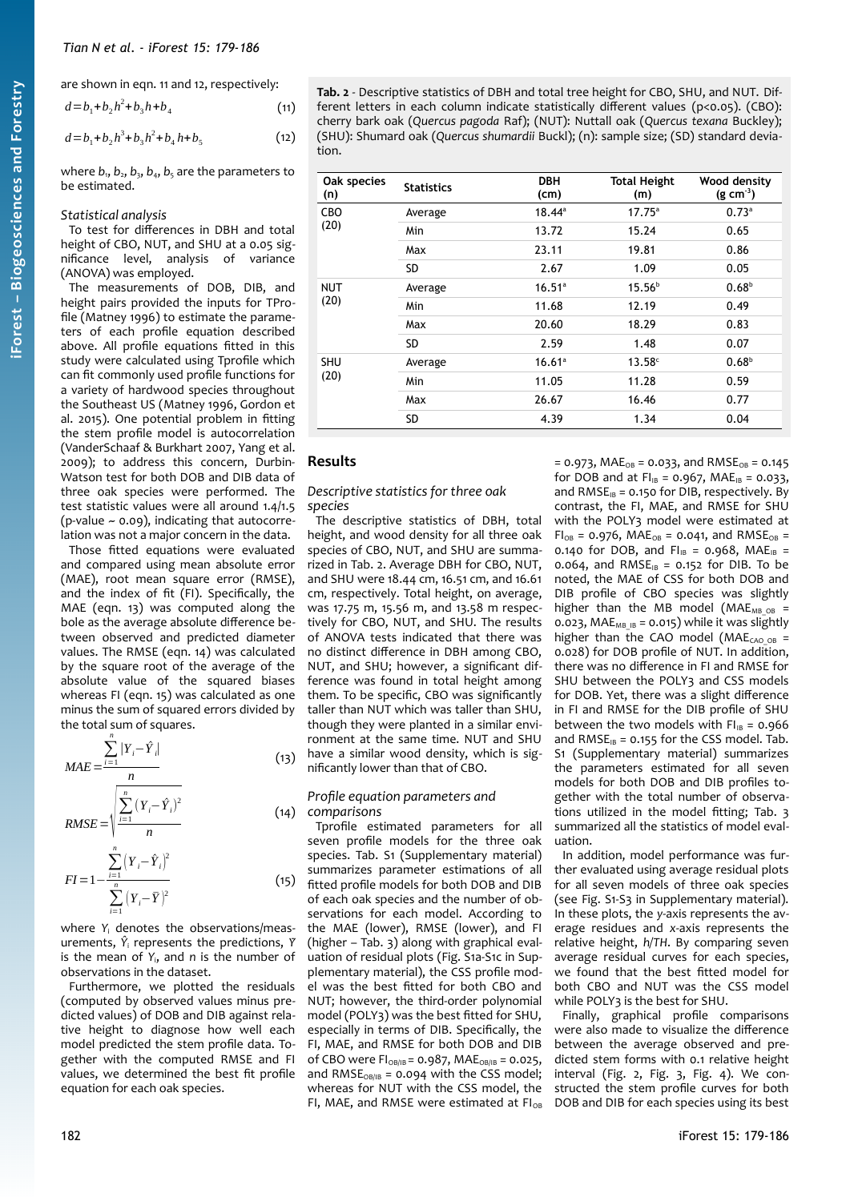are shown in eqn. 11 and 12, respectively:

$$d = b_1 + b_2 h^2 + b_3 h + b_4 \quad (11)$$

$$d = b_1 + b_2 h^3 + b_3 h^2 + b_4 h + b_5 \quad (12)$$

where $b_1$, $b_2$, $b_3$, $b_4$, $b_5$ are the parameters to be estimated.

### Statistical analysis

To test for differences in DBH and total height of CBO, NUT, and SHU at a 0.05 significance level, analysis of variance (ANOVA) was employed.

The measurements of DOB, DIB, and height pairs provided the inputs for TProfile (Matney 1996) to estimate the parameters of each profile equation described above. All profile equations fitted in this study were calculated using Tprofile which can fit commonly used profile functions for a variety of hardwood species throughout the Southeast US (Matney 1996, Gordon et al. 2015). One potential problem in fitting the stem profile model is autocorrelation (VanderSchaaf & Burkhart 2007, Yang et al. 2009); to address this concern, Durbin-Watson test for both DOB and DIB data of three oak species were performed. The test statistic values were all around 1.4/1.5 (p-value ~ 0.09), indicating that autocorrelation was not a major concern in the data.

Those fitted equations were evaluated and compared using mean absolute error (MAE), root mean square error (RMSE), and the index of fit (FI). Specifically, the MAE (eqn. 13) was computed along the bole as the average absolute difference between observed and predicted diameter values. The RMSE (eqn. 14) was calculated by the square root of the average of the absolute value of the squared biases whereas FI (eqn. 15) was calculated as one minus the sum of squared errors divided by the total sum of squares.

$$MAE = \frac{\sum_{i=1}^{n} |Y_i - \hat{Y}_i|}{n} \quad (13)$$

$$RMSE = \sqrt{\frac{\sum_{i=1}^{n} (Y_i - \hat{Y}_i)^2}{n}} \quad (14)$$

$$FI = 1 - \frac{\sum_{i=1}^{n} (Y_i - \hat{Y}_i)^2}{\sum_{i=1}^{n} (Y_i - \bar{Y})^2} \quad (15)$$

where $Y_i$ denotes the observations/measurements, $\hat{Y}_i$ represents the predictions, $\bar{Y}$ is the mean of $Y_i$, and $n$ is the number of observations in the dataset.

Furthermore, we plotted the residuals (computed by observed values minus predicted values) of DOB and DIB against relative height to diagnose how well each model predicted the stem profile data. Together with the computed RMSE and FI values, we determined the best fit profile equation for each oak species.

Tab. 2 - Descriptive statistics of DBH and total tree height for CBO, SHU, and NUT. Different letters in each column indicate statistically different values (p<0.05). (CBO): cherry bark oak (*Quercus pagoda* Raf); (NUT): Nuttall oak (*Quercus texana* Buckley); (SHU): Shumard oak (*Quercus shumardii* Buckl); (n): sample size; (SD) standard deviation.

| Oak species (n) | Statistics | DBH (cm) | Total Height (m) | Wood density (g cm$^{-3}$) |
|---|---|---|---|---|
| CBO (20) | Average | 18.44$^a$ | 17.75$^a$ | 0.73$^a$ |
| | Min | 13.72 | 15.24 | 0.65 |
| | Max | 23.11 | 19.81 | 0.86 |
| | SD | 2.67 | 1.09 | 0.05 |
| NUT (20) | Average | 16.51$^a$ | 15.56$^b$ | 0.68$^b$ |
| | Min | 11.68 | 12.19 | 0.49 |
| | Max | 20.60 | 18.29 | 0.83 |
| | SD | 2.59 | 1.48 | 0.07 |
| SHU (20) | Average | 16.61$^a$ | 13.58$^c$ | 0.68$^b$ |
| | Min | 11.05 | 11.28 | 0.59 |
| | Max | 26.67 | 16.46 | 0.77 |
| | SD | 4.39 | 1.34 | 0.04 |

## Results

### Descriptive statistics for three oak species

The descriptive statistics of DBH, total height, and wood density for all three oak species of CBO, NUT, and SHU are summarized in Tab. 2. Average DBH for CBO, NUT, and SHU were 18.44 cm, 16.51 cm, and 16.61 cm, respectively. Total height, on average, was 17.75 m, 15.56 m, and 13.58 m respectively for CBO, NUT, and SHU. The results of ANOVA tests indicated that there was no distinct difference in DBH among CBO, NUT, and SHU; however, a significant difference was found in total height among them. To be specific, CBO was significantly taller than NUT which was taller than SHU, though they were planted in a similar environment at the same time. NUT and SHU have a similar wood density, which is significantly lower than that of CBO.

### Profile equation parameters and comparisons

Tprofile estimated parameters for all seven profile models for the three oak species. Tab. S1 (Supplementary material) summarizes parameter estimations of all fitted profile models for both DOB and DIB of each oak species and the number of observations for each model. According to the MAE (lower), RMSE (lower), and FI (higher – Tab. 3) along with graphical evaluation of residual plots (Fig. S1a-S1c in Supplementary material), the CSS profile model was the best fitted for both CBO and NUT; however, the third-order polynomial model (POLY3) was the best fitted for SHU, especially in terms of DIB. Specifically, the FI, MAE, and RMSE for both DOB and DIB of CBO were $FI_{OB/IB}$ = 0.987, $MAE_{OB/IB}$ = 0.025, and $RMSE_{OB/IB}$ = 0.094 with the CSS model; whereas for NUT with the CSS model, the FI, MAE, and RMSE were estimated at $FI_{OB}$ = 0.973, $MAE_{OB}$ = 0.033, and $RMSE_{OB}$ = 0.145 for DOB and at $FI_{IB}$ = 0.967, $MAE_{IB}$ = 0.033, and $RMSE_{IB}$ = 0.150 for DIB, respectively. By contrast, the FI, MAE, and RMSE for SHU with the POLY3 model were estimated at $FI_{OB}$ = 0.976, $MAE_{OB}$ = 0.041, and $RMSE_{OB}$ = 0.140 for DOB, and $FI_{IB}$ = 0.968, $MAE_{IB}$ = 0.064, and $RMSE_{IB}$ = 0.152 for DIB. To be noted, the MAE of CSS for both DOB and DIB profile of CBO species was slightly higher than the MB model ($MAE_{MB\_OB}$ = 0.023, $MAE_{MB\_IB}$ = 0.015) while it was slightly higher than the CAO model ($MAE_{CAO\_OB}$ = 0.028) for DOB profile of NUT. In addition, there was no difference in FI and RMSE for SHU between the POLY3 and CSS models for DOB. Yet, there was a slight difference in FI and RMSE for the DIB profile of SHU between the two models with $FI_{IB}$ = 0.966 and $RMSE_{IB}$ = 0.155 for the CSS model. Tab. S1 (Supplementary material) summarizes the parameters estimated for all seven models for both DOB and DIB profiles together with the total number of observations utilized in the model fitting; Tab. 3 summarized all the statistics of model evaluation.

In addition, model performance was further evaluated using average residual plots for all seven models of three oak species (see Fig. S1-S3 in Supplementary material). In these plots, the *y*-axis represents the average residues and *x*-axis represents the relative height, *h*/*TH*. By comparing seven average residual curves for each species, we found that the best fitted model for both CBO and NUT was the CSS model while POLY3 is the best for SHU.

Finally, graphical profile comparisons were also made to visualize the difference between the average observed and predicted stem forms with 0.1 relative height interval (Fig. 2, Fig. 3, Fig. 4). We constructed the stem profile curves for both DOB and DIB for each species using its best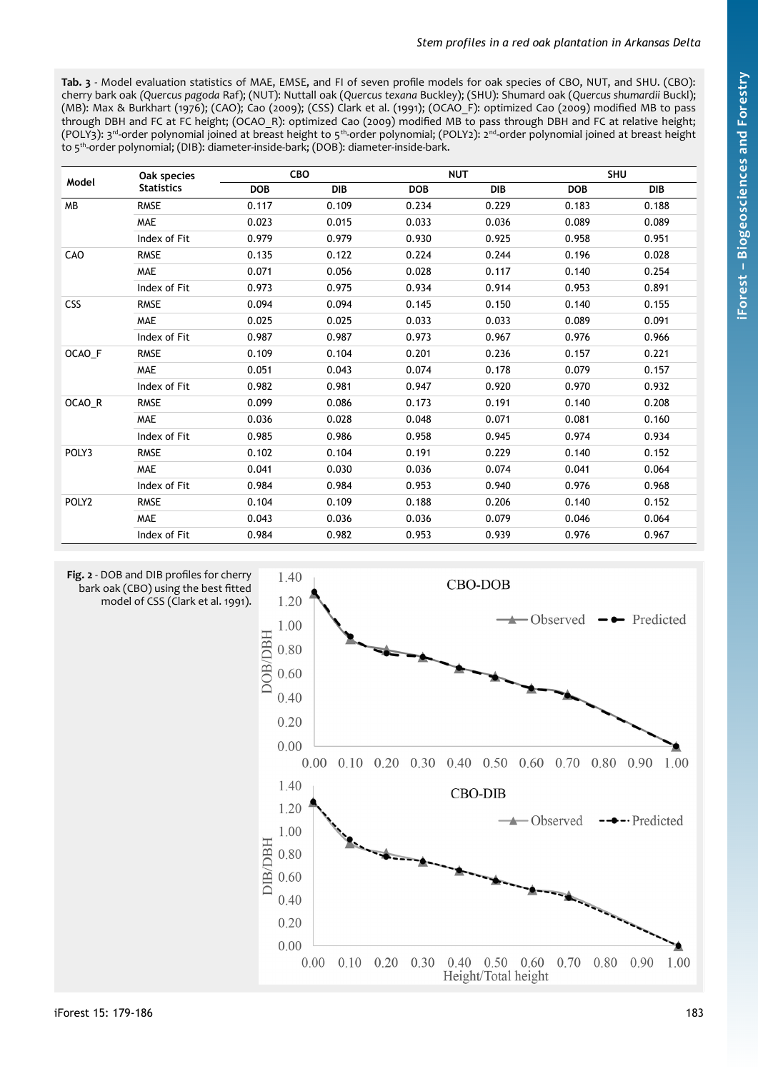**Tab. 3** - Model evaluation statistics of MAE, EMSE, and FI of seven profile models for oak species of CBO, NUT, and SHU. (CBO): cherry bark oak (*Quercus pagoda* Raf); (NUT): Nuttall oak (*Quercus texana* Buckley); (SHU): Shumard oak (*Quercus shumardii* Buckl); (MB): Max & Burkhart (1976); (CAO); Cao (2009); (CSS) Clark et al. (1991); (OCAO_F): optimized Cao (2009) modified MB to pass through DBH and FC at FC height; (OCAO_R): optimized Cao (2009) modified MB to pass through DBH and FC at relative height; (POLY3): 3rd-order polynomial joined at breast height to 5th-order polynomial; (POLY2): 2nd-order polynomial joined at breast height to 5th-order polynomial; (DIB): diameter-inside-bark; (DOB): diameter-inside-bark.

| Model | Oak species Statistics | CBO | | NUT | | SHU | |
|---|---|---|---|---|---|---|---|
| | | DOB | DIB | DOB | DIB | DOB | DIB |
| MB | RMSE | 0.117 | 0.109 | 0.234 | 0.229 | 0.183 | 0.188 |
| | MAE | 0.023 | 0.015 | 0.033 | 0.036 | 0.089 | 0.089 |
| | Index of Fit | 0.979 | 0.979 | 0.930 | 0.925 | 0.958 | 0.951 |
| CAO | RMSE | 0.135 | 0.122 | 0.224 | 0.244 | 0.196 | 0.028 |
| | MAE | 0.071 | 0.056 | 0.028 | 0.117 | 0.140 | 0.254 |
| | Index of Fit | 0.973 | 0.975 | 0.934 | 0.914 | 0.953 | 0.891 |
| CSS | RMSE | 0.094 | 0.094 | 0.145 | 0.150 | 0.140 | 0.155 |
| | MAE | 0.025 | 0.025 | 0.033 | 0.033 | 0.089 | 0.091 |
| | Index of Fit | 0.987 | 0.987 | 0.973 | 0.967 | 0.976 | 0.966 |
| OCAO_F | RMSE | 0.109 | 0.104 | 0.201 | 0.236 | 0.157 | 0.221 |
| | MAE | 0.051 | 0.043 | 0.074 | 0.178 | 0.079 | 0.157 |
| | Index of Fit | 0.982 | 0.981 | 0.947 | 0.920 | 0.970 | 0.932 |
| OCAO_R | RMSE | 0.099 | 0.086 | 0.173 | 0.191 | 0.140 | 0.208 |
| | MAE | 0.036 | 0.028 | 0.048 | 0.071 | 0.081 | 0.160 |
| | Index of Fit | 0.985 | 0.986 | 0.958 | 0.945 | 0.974 | 0.934 |
| POLY3 | RMSE | 0.102 | 0.104 | 0.191 | 0.229 | 0.140 | 0.152 |
| | MAE | 0.041 | 0.030 | 0.036 | 0.074 | 0.041 | 0.064 |
| | Index of Fit | 0.984 | 0.984 | 0.953 | 0.940 | 0.976 | 0.968 |
| POLY2 | RMSE | 0.104 | 0.109 | 0.188 | 0.206 | 0.140 | 0.152 |
| | MAE | 0.043 | 0.036 | 0.036 | 0.079 | 0.046 | 0.064 |
| | Index of Fit | 0.984 | 0.982 | 0.953 | 0.939 | 0.976 | 0.967 |

**Fig. 2** - DOB and DIB profiles for cherry bark oak (CBO) using the best fitted model of CSS (Clark et al. 1991).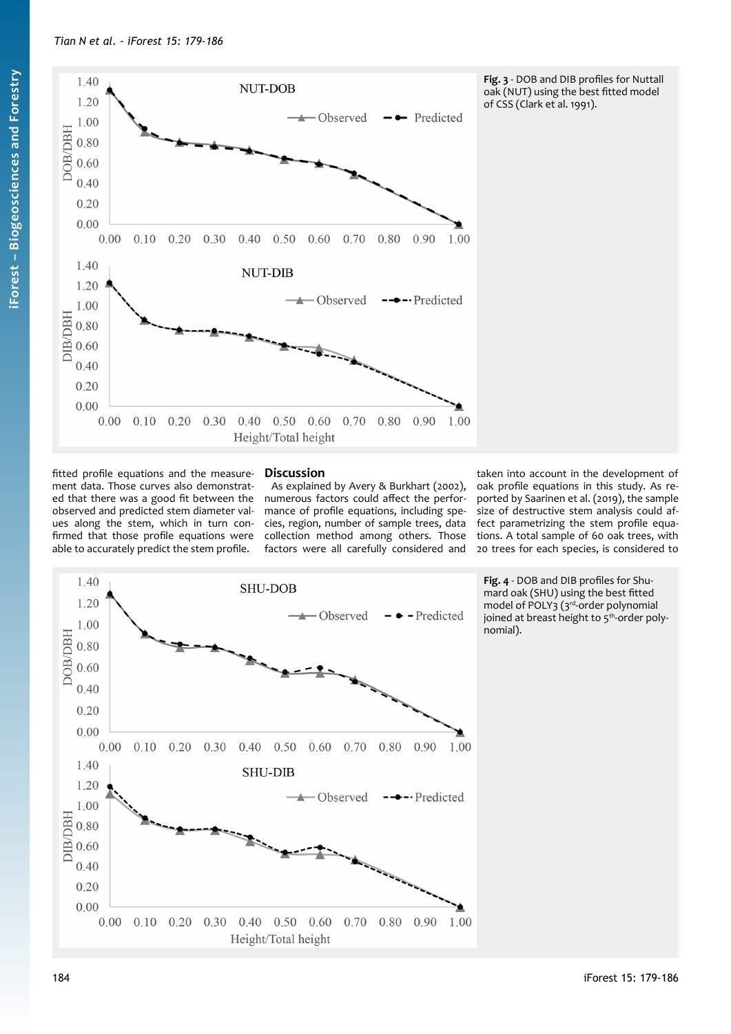Fig. 3 - DOB and DIB profiles for Nuttall oak (NUT) using the best fitted model of CSS (Clark et al. 1991).

fitted profile equations and the measurement data. Those curves also demonstrated that there was a good fit between the observed and predicted stem diameter values along the stem, which in turn confirmed that those profile equations were able to accurately predict the stem profile.

## Discussion

As explained by Avery & Burkhart (2002), numerous factors could affect the performance of profile equations, including species, region, number of sample trees, data collection method among others. Those factors were all carefully considered and taken into account in the development of oak profile equations in this study. As reported by Saarinen et al. (2019), the sample size of destructive stem analysis could affect parametrizing the stem profile equations. A total sample of 60 oak trees, with 20 trees for each species, is considered to

Fig. 4 - DOB and DIB profiles for Shumard oak (SHU) using the best fitted model of POLY3 (3rd-order polynomial joined at breast height to 5th-order polynomial).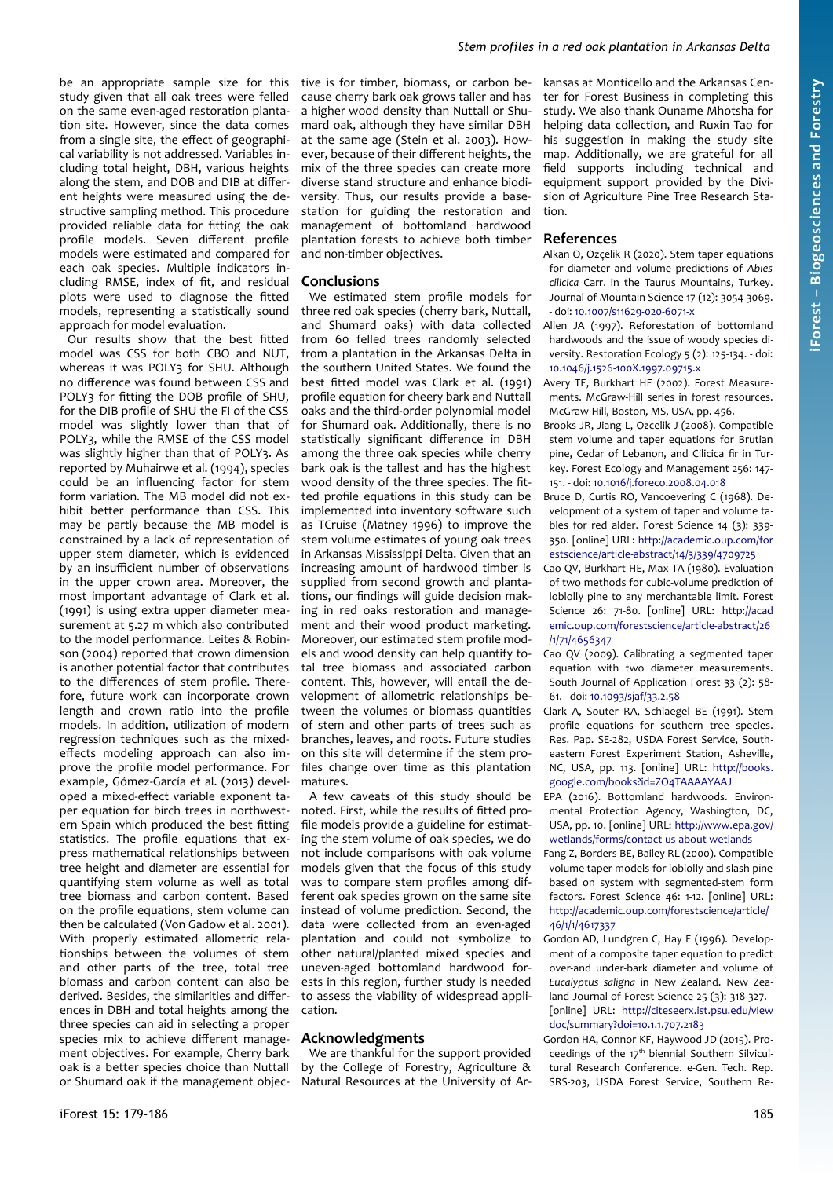be an appropriate sample size for this study given that all oak trees were felled on the same even-aged restoration plantation site. However, since the data comes from a single site, the effect of geographical variability is not addressed. Variables including total height, DBH, various heights along the stem, and DOB and DIB at different heights were measured using the destructive sampling method. This procedure provided reliable data for fitting the oak profile models. Seven different profile models were estimated and compared for each oak species. Multiple indicators including RMSE, index of fit, and residual plots were used to diagnose the fitted models, representing a statistically sound approach for model evaluation.

Our results show that the best fitted model was CSS for both CBO and NUT, whereas it was POLY3 for SHU. Although no difference was found between CSS and POLY3 for fitting the DOB profile of SHU, for the DIB profile of SHU the FI of the CSS model was slightly lower than that of POLY3, while the RMSE of the CSS model was slightly higher than that of POLY3. As reported by Muhairwe et al. (1994), species could be an influencing factor for stem form variation. The MB model did not exhibit better performance than CSS. This may be partly because the MB model is constrained by a lack of representation of upper stem diameter, which is evidenced by an insufficient number of observations in the upper crown area. Moreover, the most important advantage of Clark et al. (1991) is using extra upper diameter measurement at 5.27 m which also contributed to the model performance. Leites & Robinson (2004) reported that crown dimension is another potential factor that contributes to the differences of stem profile. Therefore, future work can incorporate crown length and crown ratio into the profile models. In addition, utilization of modern regression techniques such as the mixed-effects modeling approach can also improve the profile model performance. For example, Gómez-García et al. (2013) developed a mixed-effect variable exponent taper equation for birch trees in northwestern Spain which produced the best fitting statistics. The profile equations that express mathematical relationships between tree height and diameter are essential for quantifying stem volume as well as total tree biomass and carbon content. Based on the profile equations, stem volume can then be calculated (Von Gadow et al. 2001). With properly estimated allometric relationships between the volumes of stem and other parts of the tree, total tree biomass and carbon content can also be derived. Besides, the similarities and differences in DBH and total heights among the three species can aid in selecting a proper species mix to achieve different management objectives. For example, Cherry bark oak is a better species choice than Nuttall or Shumard oak if the management objective is for timber, biomass, or carbon because cherry bark oak grows taller and has a higher wood density than Nuttall or Shumard oak, although they have similar DBH at the same age (Stein et al. 2003). However, because of their different heights, the mix of the three species can create more diverse stand structure and enhance biodiversity. Thus, our results provide a basestation for guiding the restoration and management of bottomland hardwood plantation forests to achieve both timber and non-timber objectives.

## Conclusions

We estimated stem profile models for three red oak species (cherry bark, Nuttall, and Shumard oaks) with data collected from 60 felled trees randomly selected from a plantation in the Arkansas Delta in the southern United States. We found the best fitted model was Clark et al. (1991) profile equation for cheery bark and Nuttall oaks and the third-order polynomial model for Shumard oak. Additionally, there is no statistically significant difference in DBH among the three oak species while cherry bark oak is the tallest and has the highest wood density of the three species. The fitted profile equations in this study can be implemented into inventory software such as TCruise (Matney 1996) to improve the stem volume estimates of young oak trees in Arkansas Mississippi Delta. Given that an increasing amount of hardwood timber is supplied from second growth and plantations, our findings will guide decision making in red oaks restoration and management and their wood product marketing. Moreover, our estimated stem profile models and wood density can help quantify total tree biomass and associated carbon content. This, however, will entail the development of allometric relationships between the volumes or biomass quantities of stem and other parts of trees such as branches, leaves, and roots. Future studies on this site will determine if the stem profiles change over time as this plantation matures.

A few caveats of this study should be noted. First, while the results of fitted profile models provide a guideline for estimating the stem volume of oak species, we do not include comparisons with oak volume models given that the focus of this study was to compare stem profiles among different oak species grown on the same site instead of volume prediction. Second, the data were collected from an even-aged plantation and could not symbolize to other natural/planted mixed species and uneven-aged bottomland hardwood forests in this region, further study is needed to assess the viability of widespread application.

## Acknowledgments

We are thankful for the support provided by the College of Forestry, Agriculture & Natural Resources at the University of Arkansas at Monticello and the Arkansas Center for Forest Business in completing this study. We also thank Ouname Mhotsha for helping data collection, and Ruxin Tao for his suggestion in making the study site map. Additionally, we are grateful for all field supports including technical and equipment support provided by the Division of Agriculture Pine Tree Research Station.

## References

Alkan O, Ozçelik R (2020). Stem taper equations for diameter and volume predictions of *Abies cilicica* Carr. in the Taurus Mountains, Turkey. Journal of Mountain Science 17 (12): 3054-3069. - doi: 10.1007/s11629-020-6071-x

Allen JA (1997). Reforestation of bottomland hardwoods and the issue of woody species diversity. Restoration Ecology 5 (2): 125-134. - doi: 10.1046/j.1526-100X.1997.09715.x

Avery TE, Burkhart HE (2002). Forest Measurements. McGraw-Hill series in forest resources. McGraw-Hill, Boston, MS, USA, pp. 456.

Brooks JR, Jiang L, Ozcelik J (2008). Compatible stem volume and taper equations for Brutian pine, Cedar of Lebanon, and Cilicica fir in Turkey. Forest Ecology and Management 256: 147-151. - doi: 10.1016/j.foreco.2008.04.018

Bruce D, Curtis RO, Vancoevering C (1968). Development of a system of taper and volume tables for red alder. Forest Science 14 (3): 339-350. [online] URL: http://academic.oup.com/forestscience/article-abstract/14/3/339/4709725

Cao QV, Burkhart HE, Max TA (1980). Evaluation of two methods for cubic-volume prediction of loblolly pine to any merchantable limit. Forest Science 26: 71-80. [online] URL: http://academic.oup.com/forestscience/article-abstract/26/1/71/4656347

Cao QV (2009). Calibrating a segmented taper equation with two diameter measurements. South Journal of Application Forest 33 (2): 58-61. - doi: 10.1093/sjaf/33.2.58

Clark A, Souter RA, Schlaegel BE (1991). Stem profile equations for southern tree species. Res. Pap. SE-282, USDA Forest Service, Southeastern Forest Experiment Station, Asheville, NC, USA, pp. 113. [online] URL: http://books.google.com/books?id=ZO4TAAAAYAAJ

EPA (2016). Bottomland hardwoods. Environmental Protection Agency, Washington, DC, USA, pp. 10. [online] URL: http://www.epa.gov/wetlands/forms/contact-us-about-wetlands

Fang Z, Borders BE, Bailey RL (2000). Compatible volume taper models for loblolly and slash pine based on system with segmented-stem form factors. Forest Science 46: 1-12. [online] URL: http://academic.oup.com/forestscience/article/46/1/1/4617337

Gordon AD, Lundgren C, Hay E (1996). Development of a composite taper equation to predict over-and under-bark diameter and volume of *Eucalyptus saligna* in New Zealand. New Zealand Journal of Forest Science 25 (3): 318-327. - [online] URL: http://citeseerx.ist.psu.edu/viewdoc/summary?doi=10.1.1.707.2183

Gordon HA, Connor KF, Haywood JD (2015). Proceedings of the 17[th] biennial Southern Silvicultural Research Conference. e-Gen. Tech. Rep. SRS-203, USDA Forest Service, Southern Re-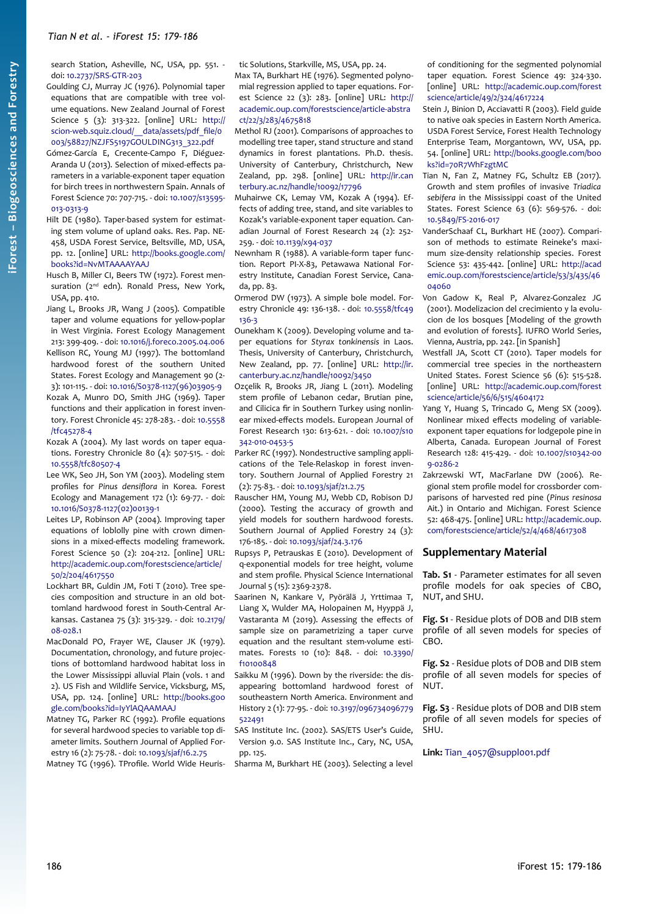search Station, Asheville, NC, USA, pp. 551. - doi: 10.2737/SRS-GTR-203

Goulding CJ, Murray JC (1976). Polynomial taper equations that are compatible with tree volume equations. New Zealand Journal of Forest Science 5 (3): 313-322. [online] URL: http://scion-web.squiz.cloud/__data/assets/pdf_file/0003/58827/NZJFS5197GOULDING313_322.pdf

Gómez-García E, Crecente-Campo F, Diéguez-Aranda U (2013). Selection of mixed-effects parameters in a variable-exponent taper equation for birch trees in northwestern Spain. Annals of Forest Science 70: 707-715. - doi: 10.1007/s13595-013-0313-9

Hilt DE (1980). Taper-based system for estimating stem volume of upland oaks. Res. Pap. NE-458, USDA Forest Service, Beltsville, MD, USA, pp. 12. [online] URL: http://books.google.com/books?id=NvMTAAAAYAAJ

Husch B, Miller CI, Beers TW (1972). Forest mensuration (2nd edn). Ronald Press, New York, USA, pp. 410.

Jiang L, Brooks JR, Wang J (2005). Compatible taper and volume equations for yellow-poplar in West Virginia. Forest Ecology Management 213: 399-409. - doi: 10.1016/j.foreco.2005.04.006

Kellison RC, Young MJ (1997). The bottomland hardwood forest of the southern United States. Forest Ecology and Management 90 (2-3): 101-115. - doi: 10.1016/S0378-1127(96)03905-9

Kozak A, Munro DD, Smith JHG (1969). Taper functions and their application in forest inventory. Forest Chronicle 45: 278-283. - doi: 10.5558/tfc45278-4

Kozak A (2004). My last words on taper equations. Forestry Chronicle 80 (4): 507-515. - doi: 10.5558/tfc80507-4

Lee WK, Seo JH, Son YM (2003). Modeling stem profiles for *Pinus densiflora* in Korea. Forest Ecology and Management 172 (1): 69-77. - doi: 10.1016/S0378-1127(02)00139-1

Leites LP, Robinson AP (2004). Improving taper equations of loblolly pine with crown dimensions in a mixed-effects modeling framework. Forest Science 50 (2): 204-212. [online] URL: http://academic.oup.com/forestscience/article/50/2/204/4617550

Lockhart BR, Guldin JM, Foti T (2010). Tree species composition and structure in an old bottomland hardwood forest in South-Central Arkansas. Castanea 75 (3): 315-329. - doi: 10.2179/08-028.1

MacDonald PO, Frayer WE, Clauser JK (1979). Documentation, chronology, and future projections of bottomland hardwood habitat loss in the Lower Mississippi alluvial Plain (vols. 1 and 2). US Fish and Wildlife Service, Vicksburg, MS, USA, pp. 124. [online] URL: http://books.google.com/books?id=IyYlAQAAMAAJ

Matney TG, Parker RC (1992). Profile equations for several hardwood species to variable top diameter limits. Southern Journal of Applied Forestry 16 (2): 75-78. - doi: 10.1093/sjaf/16.2.75

Matney TG (1996). TProfile. World Wide Heuristic Solutions, Starkville, MS, USA, pp. 24.

Max TA, Burkhart HE (1976). Segmented polynomial regression applied to taper equations. Forest Science 22 (3): 283. [online] URL: http://academic.oup.com/forestscience/article-abstract/22/3/283/4675818

Methol RJ (2001). Comparisons of approaches to modelling tree taper, stand structure and stand dynamics in forest plantations. Ph.D. thesis. University of Canterbury, Christchurch, New Zealand, pp. 298. [online] URL: http://ir.canterbury.ac.nz/handle/10092/17796

Muhairwe CK, Lemay VM, Kozak A (1994). Effects of adding tree, stand, and site variables to Kozak's variable-exponent taper equation. Canadian Journal of Forest Research 24 (2): 252-259. - doi: 10.1139/x94-037

Newnham R (1988). A variable-form taper function. Report PI-X-83, Petawawa National Forestry Institute, Canadian Forest Service, Canada, pp. 83.

Ormerod DW (1973). A simple bole model. Forestry Chronicle 49: 136-138. - doi: 10.5558/tfc49136-3

Ounekham K (2009). Developing volume and taper equations for *Styrax tonkinensis* in Laos. Thesis, University of Canterbury, Christchurch, New Zealand, pp. 77. [online] URL: http://ir.canterbury.ac.nz/handle/10092/3450

Ozçelik R, Brooks JR, Jiang L (2011). Modeling stem profile of Lebanon cedar, Brutian pine, and Cilicica fir in Southern Turkey using nonlinear mixed-effects models. European Journal of Forest Research 130: 613-621. - doi: 10.1007/s10342-010-0453-5

Parker RC (1997). Nondestructive sampling applications of the Tele-Relaskop in forest inventory. Southern Journal of Applied Forestry 21 (2): 75-83. - doi: 10.1093/sjaf/21.2.75

Rauscher HM, Young MJ, Webb CD, Robison DJ (2000). Testing the accuracy of growth and yield models for southern hardwood forests. Southern Journal of Applied Forestry 24 (3): 176-185. - doi: 10.1093/sjaf/24.3.176

Rupsys P, Petrauskas E (2010). Development of q-exponential models for tree height, volume and stem profile. Physical Science International Journal 5 (15): 2369-2378.

Saarinen N, Kankare V, Pyörälä J, Yrttimaa T, Liang X, Wulder MA, Holopainen M, Hyyppä J, Vastaranta M (2019). Assessing the effects of sample size on parametrizing a taper curve equation and the resultant stem-volume estimates. Forests 10 (10): 848. - doi: 10.3390/f10100848

Saikku M (1996). Down by the riverside: the disappearing bottomland hardwood forest of southeastern North America. Environment and History 2 (1): 77-95. - doi: 10.3197/096734096779522491

SAS Institute Inc. (2002). SAS/ETS User's Guide, Version 9.0. SAS Institute Inc., Cary, NC, USA, pp. 125.

Sharma M, Burkhart HE (2003). Selecting a level of conditioning for the segmented polynomial taper equation. Forest Science 49: 324-330. [online] URL: http://academic.oup.com/forestscience/article/49/2/324/4617224

Stein J, Binion D, Acciavatti R (2003). Field guide to native oak species in Eastern North America. USDA Forest Service, Forest Health Technology Enterprise Team, Morgantown, WV, USA, pp. 54. [online] URL: http://books.google.com/books?id=70R7WhFzgtMC

Tian N, Fan Z, Matney FG, Schultz EB (2017). Growth and stem profiles of invasive *Triadica sebifera* in the Mississippi coast of the United States. Forest Science 63 (6): 569-576. - doi: 10.5849/FS-2016-017

VanderSchaaf CL, Burkhart HE (2007). Comparison of methods to estimate Reineke's maximum size-density relationship species. Forest Science 53: 435-442. [online] URL: http://academic.oup.com/forestscience/article/53/3/435/4604060

Von Gadow K, Real P, Alvarez-Gonzalez JG (2001). Modelizacion del crecimiento y la evolucion de los bosques [Modeling of the growth and evolution of forests]. IUFRO World Series, Vienna, Austria, pp. 242. [in Spanish]

Westfall JA, Scott CT (2010). Taper models for commercial tree species in the northeastern United States. Forest Science 56 (6): 515-528. [online] URL: http://academic.oup.com/forestscience/article/56/6/515/4604172

Yang Y, Huang S, Trincado G, Meng SX (2009). Nonlinear mixed effects modeling of variable-exponent taper equations for lodgepole pine in Alberta, Canada. European Journal of Forest Research 128: 415-429. - doi: 10.1007/s10342-009-0286-2

Zakrzewski WT, MacFarlane DW (2006). Regional stem profile model for crossborder comparisons of harvested red pine (*Pinus resinosa* Ait.) in Ontario and Michigan. Forest Science 52: 468-475. [online] URL: http://academic.oup.com/forestscience/article/52/4/468/4617308

## Supplementary Material

**Tab. S1** - Parameter estimates for all seven profile models for oak species of CBO, NUT, and SHU.

**Fig. S1** - Residue plots of DOB and DIB stem profile of all seven models for species of CBO.

**Fig. S2** - Residue plots of DOB and DIB stem profile of all seven models for species of NUT.

**Fig. S3** - Residue plots of DOB and DIB stem profile of all seven models for species of SHU.

**Link:** Tian_4057@suppl001.pdf